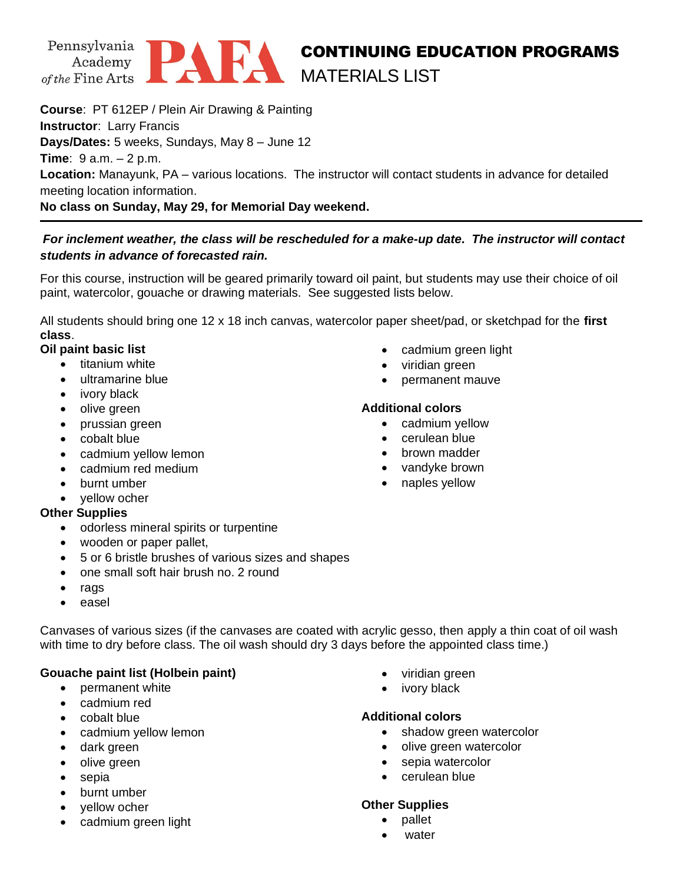Pennsylvania Academy of the Fine Arts **PAFA**

# CONTINUING EDUCATION PROGRAMS
## MATERIALS LIST

**Course**: PT 612EP / Plein Air Drawing & Painting
**Instructor**: Larry Francis
**Days/Dates:** 5 weeks, Sundays, May 8 – June 12
**Time**: 9 a.m. – 2 p.m.
**Location:** Manayunk, PA – various locations. The instructor will contact students in advance for detailed meeting location information.
**No class on Sunday, May 29, for Memorial Day weekend.**

---

***For inclement weather, the class will be rescheduled for a make-up date. The instructor will contact students in advance of forecasted rain.***

For this course, instruction will be geared primarily toward oil paint, but students may use their choice of oil paint, watercolor, gouache or drawing materials. See suggested lists below.

All students should bring one 12 x 18 inch canvas, watercolor paper sheet/pad, or sketchpad for the **first class**.

**Oil paint basic list**

- titanium white
- ultramarine blue
- ivory black
- olive green
- prussian green
- cobalt blue
- cadmium yellow lemon
- cadmium red medium
- burnt umber
- yellow ocher
- cadmium green light
- viridian green
- permanent mauve

**Additional colors**

- cadmium yellow
- cerulean blue
- brown madder
- vandyke brown
- naples yellow

**Other Supplies**

- odorless mineral spirits or turpentine
- wooden or paper pallet,
- 5 or 6 bristle brushes of various sizes and shapes
- one small soft hair brush no. 2 round
- rags
- easel

Canvases of various sizes (if the canvases are coated with acrylic gesso, then apply a thin coat of oil wash with time to dry before class. The oil wash should dry 3 days before the appointed class time.)

**Gouache paint list (Holbein paint)**

- permanent white
- cadmium red
- cobalt blue
- cadmium yellow lemon
- dark green
- olive green
- sepia
- burnt umber
- yellow ocher
- cadmium green light
- viridian green
- ivory black

**Additional colors**

- shadow green watercolor
- olive green watercolor
- sepia watercolor
- cerulean blue

**Other Supplies**

- pallet
- water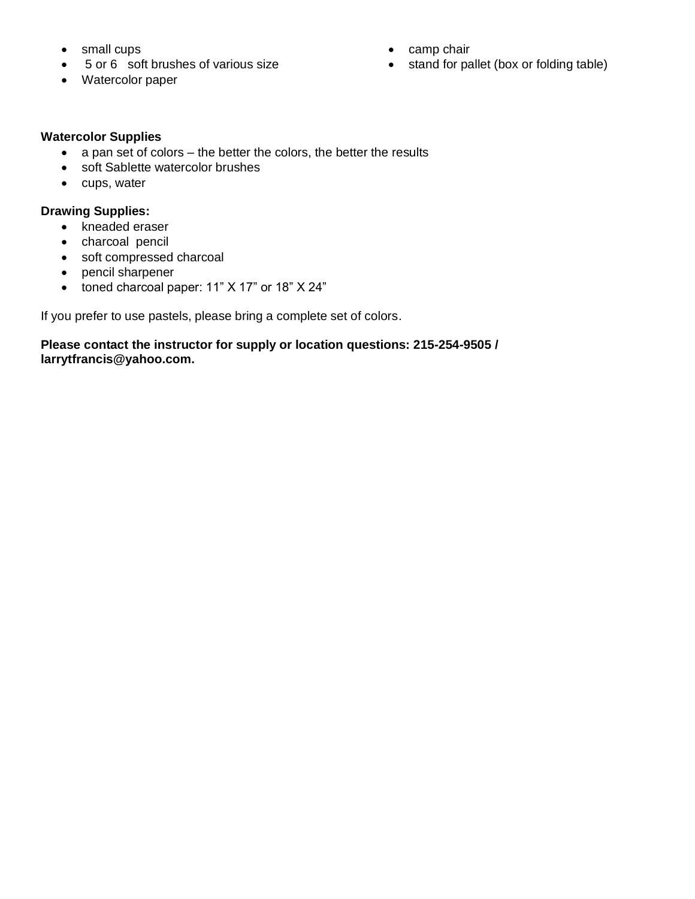- small cups
- 5 or 6 soft brushes of various size
- Watercolor paper
- camp chair
- stand for pallet (box or folding table)

**Watercolor Supplies**

- a pan set of colors – the better the colors, the better the results
- soft Sablette watercolor brushes
- cups, water

**Drawing Supplies:**

- kneaded eraser
- charcoal pencil
- soft compressed charcoal
- pencil sharpener
- toned charcoal paper: 11" X 17" or 18" X 24"

If you prefer to use pastels, please bring a complete set of colors.

**Please contact the instructor for supply or location questions: 215-254-9505 / larrytfrancis@yahoo.com.**